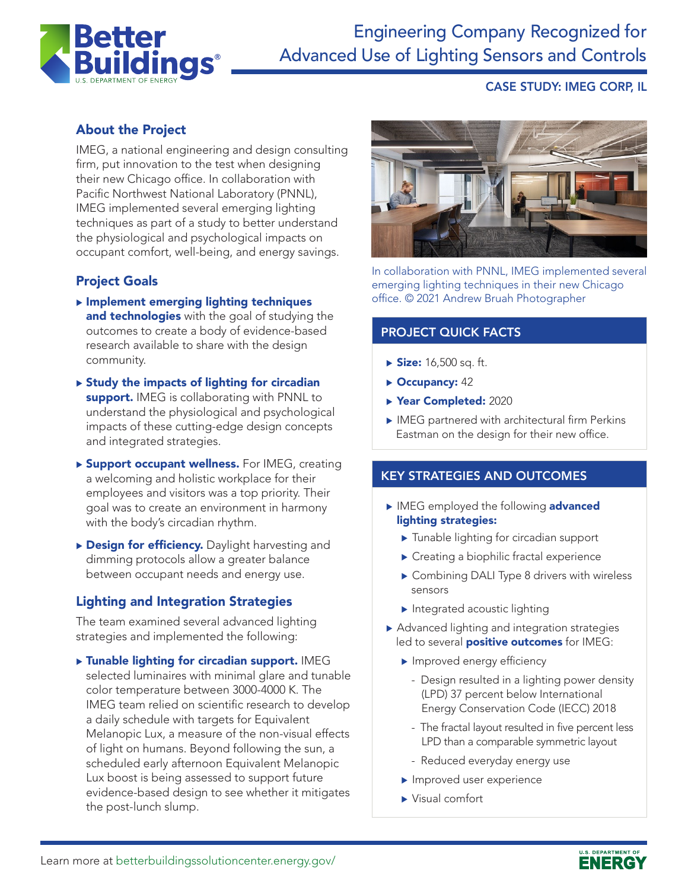# Engineering Company Recognized for Advanced Use of Lighting Sensors and Controls

**CASE STUDY: IMEG CORP, IL**

## About the Project

IMEG, a national engineering and design consulting firm, put innovation to the test when designing their new Chicago office. In collaboration with Pacific Northwest National Laboratory (PNNL), IMEG implemented several emerging lighting techniques as part of a study to better understand the physiological and psychological impacts on occupant comfort, well-being, and energy savings.

## Project Goals

- **Implement emerging lighting techniques and technologies** with the goal of studying the outcomes to create a body of evidence-based research available to share with the design community.
- **Study the impacts of lighting for circadian support.** IMEG is collaborating with PNNL to understand the physiological and psychological impacts of these cutting-edge design concepts and integrated strategies.
- **Support occupant wellness.** For IMEG, creating a welcoming and holistic workplace for their employees and visitors was a top priority. Their goal was to create an environment in harmony with the body's circadian rhythm.
- **Design for efficiency.** Daylight harvesting and dimming protocols allow a greater balance between occupant needs and energy use.

## Lighting and Integration Strategies

The team examined several advanced lighting strategies and implemented the following:

- **Tunable lighting for circadian support.** IMEG selected luminaires with minimal glare and tunable color temperature between 3000-4000 K. The IMEG team relied on scientific research to develop a daily schedule with targets for Equivalent Melanopic Lux, a measure of the non-visual effects of light on humans. Beyond following the sun, a scheduled early afternoon Equivalent Melanopic Lux boost is being assessed to support future evidence-based design to see whether it mitigates the post-lunch slump.

In collaboration with PNNL, IMEG implemented several emerging lighting techniques in their new Chicago office. © 2021 Andrew Bruah Photographer

## PROJECT QUICK FACTS

- **Size:** 16,500 sq. ft.
- **Occupancy:** 42
- **Year Completed:** 2020
- IMEG partnered with architectural firm Perkins Eastman on the design for their new office.

## KEY STRATEGIES AND OUTCOMES

- IMEG employed the following **advanced lighting strategies:**
  - Tunable lighting for circadian support
  - Creating a biophilic fractal experience
  - Combining DALI Type 8 drivers with wireless sensors
  - Integrated acoustic lighting
- Advanced lighting and integration strategies led to several **positive outcomes** for IMEG:
  - Improved energy efficiency
    - Design resulted in a lighting power density (LPD) 37 percent below International Energy Conservation Code (IECC) 2018
    - The fractal layout resulted in five percent less LPD than a comparable symmetric layout
    - Reduced everyday energy use
  - Improved user experience
  - Visual comfort

Learn more at betterbuildingssolutioncenter.energy.gov/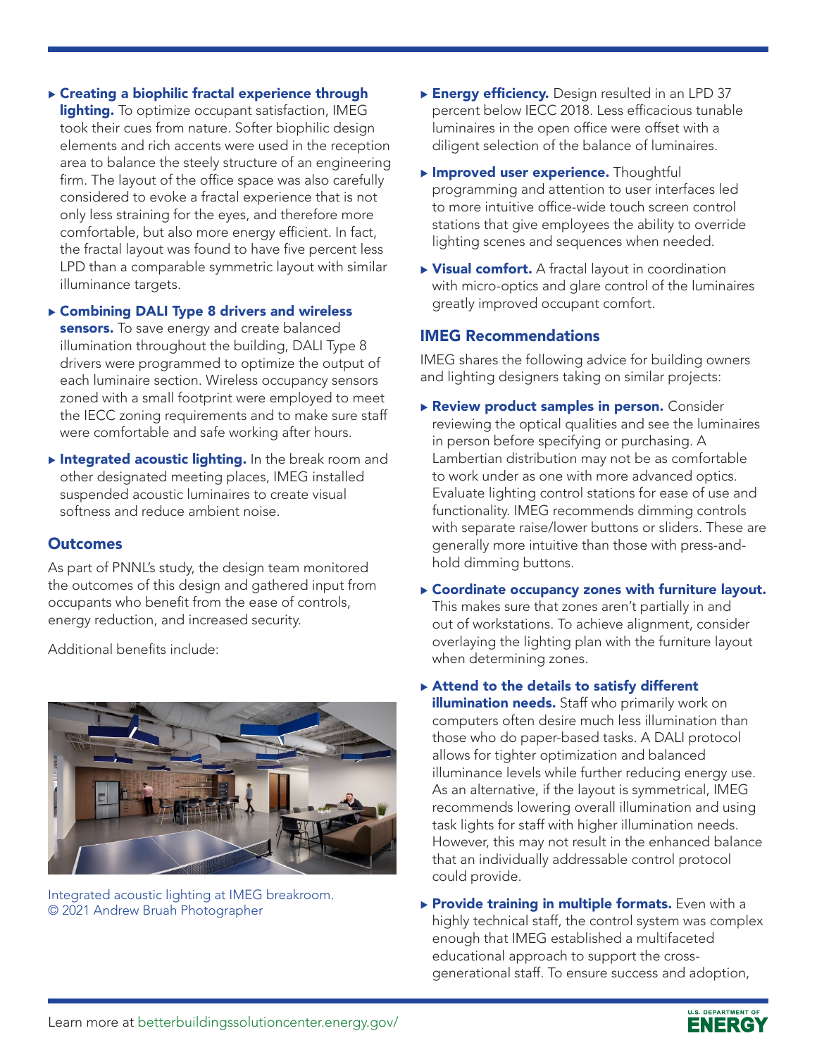- **Creating a biophilic fractal experience through lighting.** To optimize occupant satisfaction, IMEG took their cues from nature. Softer biophilic design elements and rich accents were used in the reception area to balance the steely structure of an engineering firm. The layout of the office space was also carefully considered to evoke a fractal experience that is not only less straining for the eyes, and therefore more comfortable, but also more energy efficient. In fact, the fractal layout was found to have five percent less LPD than a comparable symmetric layout with similar illuminance targets.
- **Combining DALI Type 8 drivers and wireless sensors.** To save energy and create balanced illumination throughout the building, DALI Type 8 drivers were programmed to optimize the output of each luminaire section. Wireless occupancy sensors zoned with a small footprint were employed to meet the IECC zoning requirements and to make sure staff were comfortable and safe working after hours.
- **Integrated acoustic lighting.** In the break room and other designated meeting places, IMEG installed suspended acoustic luminaires to create visual softness and reduce ambient noise.

## Outcomes

As part of PNNL's study, the design team monitored the outcomes of this design and gathered input from occupants who benefit from the ease of controls, energy reduction, and increased security.

Additional benefits include:

Integrated acoustic lighting at IMEG breakroom. © 2021 Andrew Bruah Photographer

- **Energy efficiency.** Design resulted in an LPD 37 percent below IECC 2018. Less efficacious tunable luminaires in the open office were offset with a diligent selection of the balance of luminaires.
- **Improved user experience.** Thoughtful programming and attention to user interfaces led to more intuitive office-wide touch screen control stations that give employees the ability to override lighting scenes and sequences when needed.
- **Visual comfort.** A fractal layout in coordination with micro-optics and glare control of the luminaires greatly improved occupant comfort.

## IMEG Recommendations

IMEG shares the following advice for building owners and lighting designers taking on similar projects:

- **Review product samples in person.** Consider reviewing the optical qualities and see the luminaires in person before specifying or purchasing. A Lambertian distribution may not be as comfortable to work under as one with more advanced optics. Evaluate lighting control stations for ease of use and functionality. IMEG recommends dimming controls with separate raise/lower buttons or sliders. These are generally more intuitive than those with press-and-hold dimming buttons.
- **Coordinate occupancy zones with furniture layout.** This makes sure that zones aren't partially in and out of workstations. To achieve alignment, consider overlaying the lighting plan with the furniture layout when determining zones.
- **Attend to the details to satisfy different illumination needs.** Staff who primarily work on computers often desire much less illumination than those who do paper-based tasks. A DALI protocol allows for tighter optimization and balanced illuminance levels while further reducing energy use. As an alternative, if the layout is symmetrical, IMEG recommends lowering overall illumination and using task lights for staff with higher illumination needs. However, this may not result in the enhanced balance that an individually addressable control protocol could provide.
- **Provide training in multiple formats.** Even with a highly technical staff, the control system was complex enough that IMEG established a multifaceted educational approach to support the cross-generational staff. To ensure success and adoption,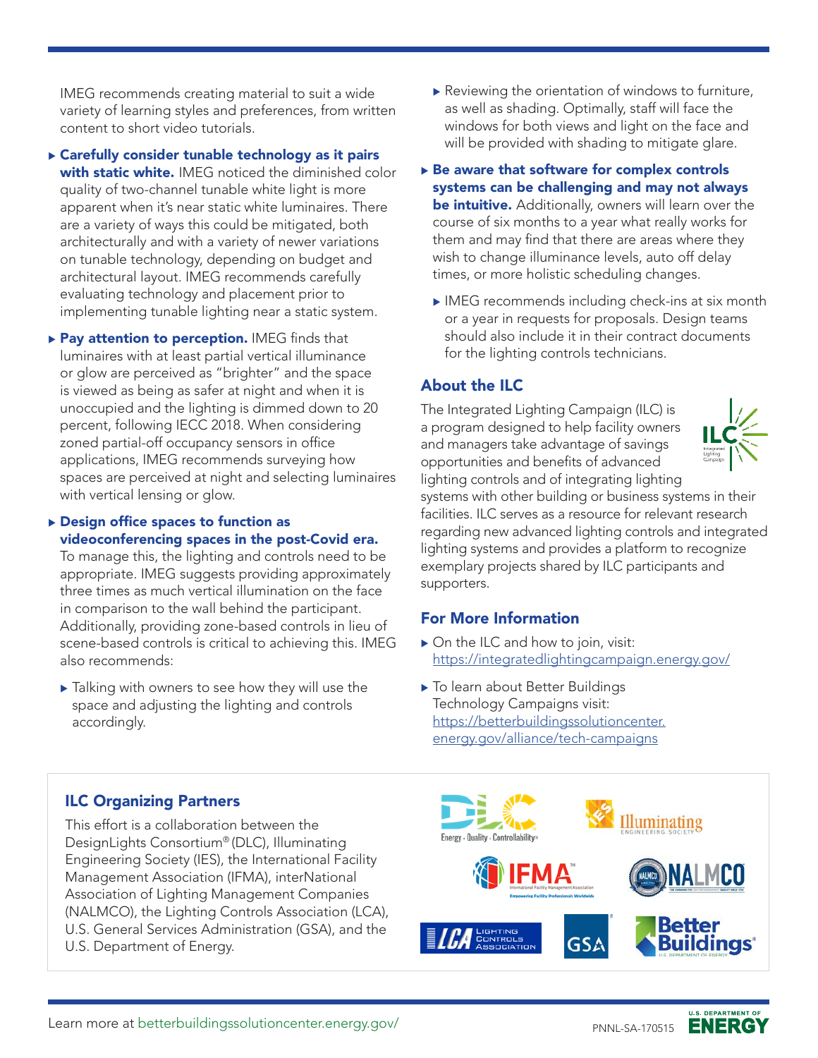IMEG recommends creating material to suit a wide variety of learning styles and preferences, from written content to short video tutorials.

- **Carefully consider tunable technology as it pairs with static white.** IMEG noticed the diminished color quality of two-channel tunable white light is more apparent when it's near static white luminaires. There are a variety of ways this could be mitigated, both architecturally and with a variety of newer variations on tunable technology, depending on budget and architectural layout. IMEG recommends carefully evaluating technology and placement prior to implementing tunable lighting near a static system.
- **Pay attention to perception.** IMEG finds that luminaires with at least partial vertical illuminance or glow are perceived as "brighter" and the space is viewed as being as safer at night and when it is unoccupied and the lighting is dimmed down to 20 percent, following IECC 2018. When considering zoned partial-off occupancy sensors in office applications, IMEG recommends surveying how spaces are perceived at night and selecting luminaires with vertical lensing or glow.
- **Design office spaces to function as videoconferencing spaces in the post-Covid era.** To manage this, the lighting and controls need to be appropriate. IMEG suggests providing approximately three times as much vertical illumination on the face in comparison to the wall behind the participant. Additionally, providing zone-based controls in lieu of scene-based controls is critical to achieving this. IMEG also recommends:
  - Talking with owners to see how they will use the space and adjusting the lighting and controls accordingly.
  - Reviewing the orientation of windows to furniture, as well as shading. Optimally, staff will face the windows for both views and light on the face and will be provided with shading to mitigate glare.
- **Be aware that software for complex controls systems can be challenging and may not always be intuitive.** Additionally, owners will learn over the course of six months to a year what really works for them and may find that there are areas where they wish to change illuminance levels, auto off delay times, or more holistic scheduling changes.
  - IMEG recommends including check-ins at six month or a year in requests for proposals. Design teams should also include it in their contract documents for the lighting controls technicians.

## About the ILC

The Integrated Lighting Campaign (ILC) is a program designed to help facility owners and managers take advantage of savings opportunities and benefits of advanced lighting controls and of integrating lighting systems with other building or business systems in their facilities. ILC serves as a resource for relevant research regarding new advanced lighting controls and integrated lighting systems and provides a platform to recognize exemplary projects shared by ILC participants and supporters.

## For More Information

- On the ILC and how to join, visit: https://integratedlightingcampaign.energy.gov/
- To learn about Better Buildings Technology Campaigns visit: https://betterbuildingssolutioncenter.energy.gov/alliance/tech-campaigns

## ILC Organizing Partners

This effort is a collaboration between the DesignLights Consortium® (DLC), Illuminating Engineering Society (IES), the International Facility Management Association (IFMA), interNational Association of Lighting Management Companies (NALMCO), the Lighting Controls Association (LCA), U.S. General Services Administration (GSA), and the U.S. Department of Energy.

Learn more at betterbuildingssolutioncenter.energy.gov/

PNNL-SA-170515